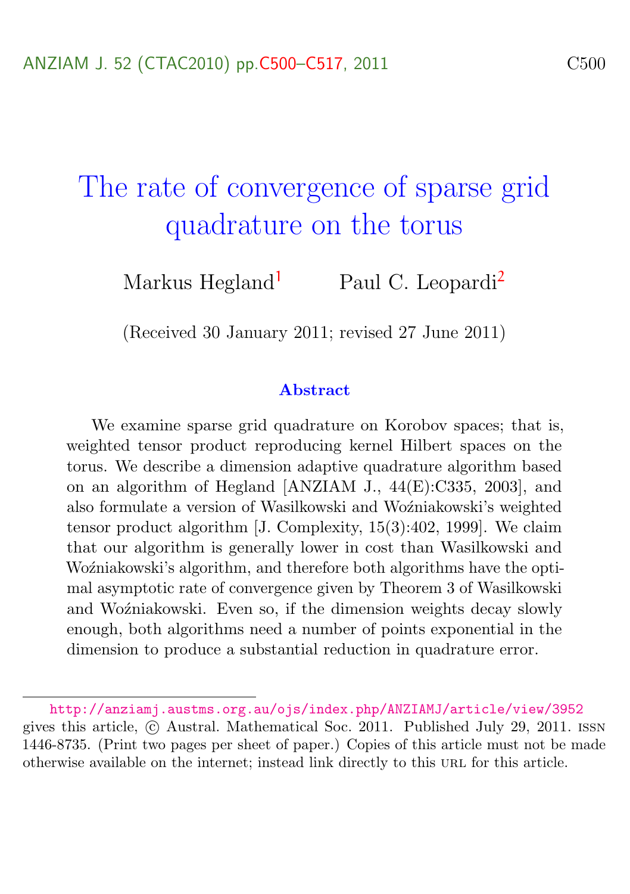# The rate of convergence of sparse grid quadrature on the torus

Markus Hegland[1] Paul C. Leopardi[2]

(Received 30 January 2011; revised 27 June 2011)

## Abstract

We examine sparse grid quadrature on Korobov spaces; that is, weighted tensor product reproducing kernel Hilbert spaces on the torus. We describe a dimension adaptive quadrature algorithm based on an algorithm of Hegland [ANZIAM J., 44(E):C335, 2003], and also formulate a version of Wasilkowski and Woźniakowski's weighted tensor product algorithm [J. Complexity, 15(3):402, 1999]. We claim that our algorithm is generally lower in cost than Wasilkowski and Woźniakowski's algorithm, and therefore both algorithms have the optimal asymptotic rate of convergence given by Theorem 3 of Wasilkowski and Woźniakowski. Even so, if the dimension weights decay slowly enough, both algorithms need a number of points exponential in the dimension to produce a substantial reduction in quadrature error.

---

http://anziamj.austms.org.au/ojs/index.php/ANZIAMJ/article/view/3952 gives this article, © Austral. Mathematical Soc. 2011. Published July 29, 2011. ISSN 1446-8735. (Print two pages per sheet of paper.) Copies of this article must not be made otherwise available on the internet; instead link directly to this URL for this article.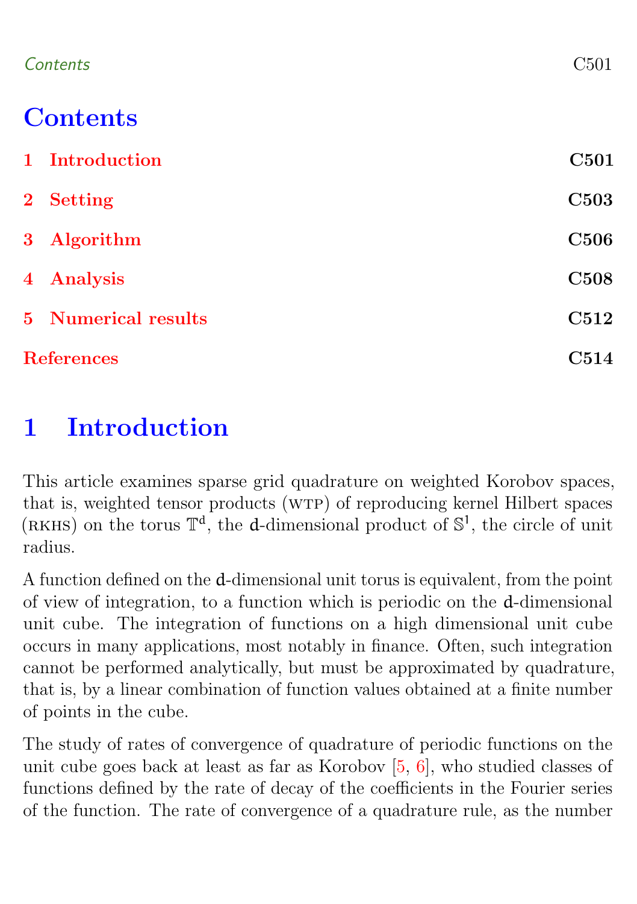# Contents

1 Introduction C501

2 Setting C503

3 Algorithm C506

4 Analysis C508

5 Numerical results C512

References C514

# 1 Introduction

This article examines sparse grid quadrature on weighted Korobov spaces, that is, weighted tensor products (WTP) of reproducing kernel Hilbert spaces (RKHS) on the torus $\mathbb{T}^d$, the $d$-dimensional product of $\mathbb{S}^1$, the circle of unit radius.

A function defined on the $d$-dimensional unit torus is equivalent, from the point of view of integration, to a function which is periodic on the $d$-dimensional unit cube. The integration of functions on a high dimensional unit cube occurs in many applications, most notably in finance. Often, such integration cannot be performed analytically, but must be approximated by quadrature, that is, by a linear combination of function values obtained at a finite number of points in the cube.

The study of rates of convergence of quadrature of periodic functions on the unit cube goes back at least as far as Korobov [5, 6], who studied classes of functions defined by the rate of decay of the coefficients in the Fourier series of the function. The rate of convergence of a quadrature rule, as the number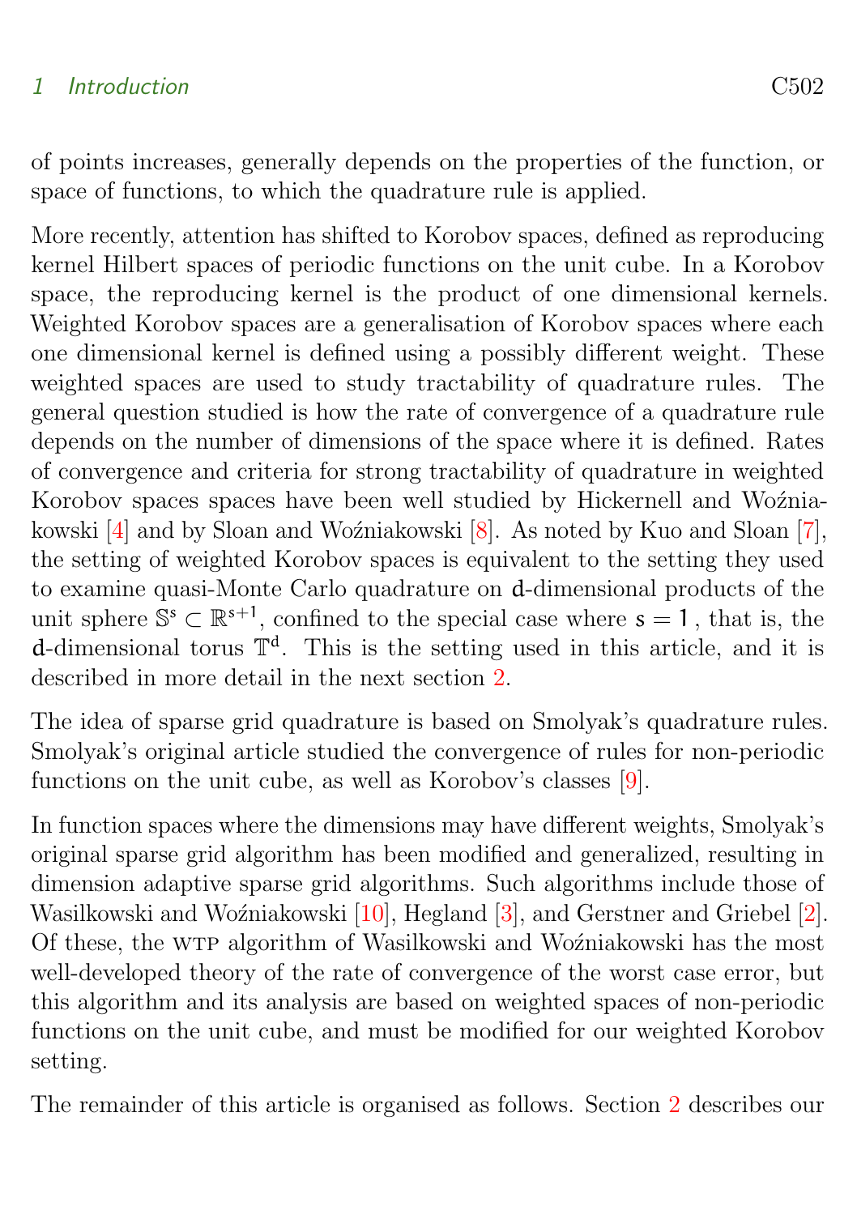of points increases, generally depends on the properties of the function, or space of functions, to which the quadrature rule is applied.

More recently, attention has shifted to Korobov spaces, defined as reproducing kernel Hilbert spaces of periodic functions on the unit cube. In a Korobov space, the reproducing kernel is the product of one dimensional kernels. Weighted Korobov spaces are a generalisation of Korobov spaces where each one dimensional kernel is defined using a possibly different weight. These weighted spaces are used to study tractability of quadrature rules. The general question studied is how the rate of convergence of a quadrature rule depends on the number of dimensions of the space where it is defined. Rates of convergence and criteria for strong tractability of quadrature in weighted Korobov spaces spaces have been well studied by Hickernell and Woźniakowski [4] and by Sloan and Woźniakowski [8]. As noted by Kuo and Sloan [7], the setting of weighted Korobov spaces is equivalent to the setting they used to examine quasi-Monte Carlo quadrature on $d$-dimensional products of the unit sphere $\mathbb{S}^s \subset \mathbb{R}^{s+1}$, confined to the special case where $s = 1$, that is, the $d$-dimensional torus $\mathbb{T}^d$. This is the setting used in this article, and it is described in more detail in the next section 2.

The idea of sparse grid quadrature is based on Smolyak's quadrature rules. Smolyak's original article studied the convergence of rules for non-periodic functions on the unit cube, as well as Korobov's classes [9].

In function spaces where the dimensions may have different weights, Smolyak's original sparse grid algorithm has been modified and generalized, resulting in dimension adaptive sparse grid algorithms. Such algorithms include those of Wasilkowski and Woźniakowski [10], Hegland [3], and Gerstner and Griebel [2]. Of these, the WTP algorithm of Wasilkowski and Woźniakowski has the most well-developed theory of the rate of convergence of the worst case error, but this algorithm and its analysis are based on weighted spaces of non-periodic functions on the unit cube, and must be modified for our weighted Korobov setting.

The remainder of this article is organised as follows. Section 2 describes our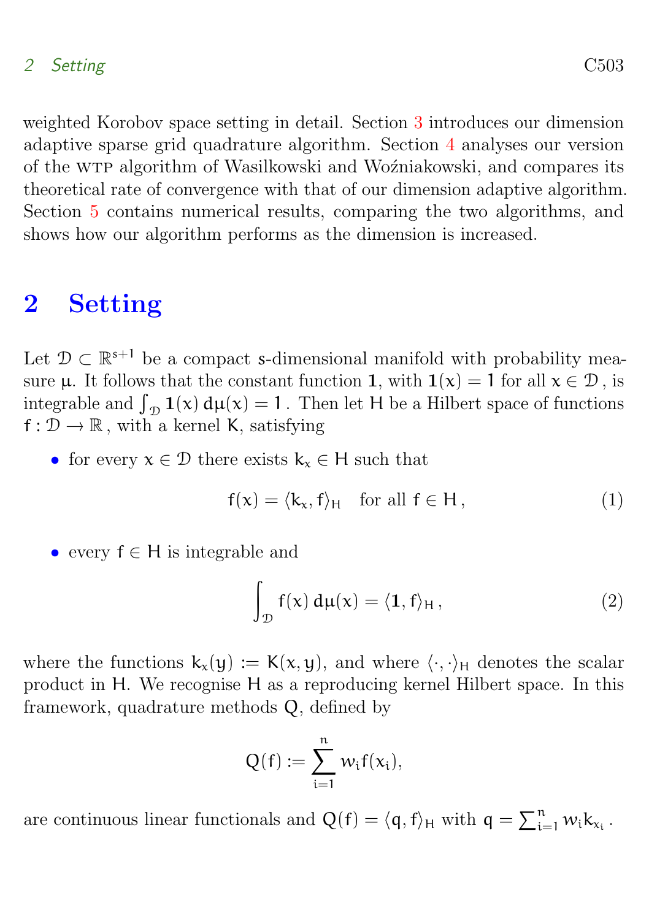weighted Korobov space setting in detail. Section 3 introduces our dimension adaptive sparse grid quadrature algorithm. Section 4 analyses our version of the WTP algorithm of Wasilkowski and Woźniakowski, and compares its theoretical rate of convergence with that of our dimension adaptive algorithm. Section 5 contains numerical results, comparing the two algorithms, and shows how our algorithm performs as the dimension is increased.

# 2 Setting

Let $\mathcal{D} \subset \mathbb{R}^{s+1}$ be a compact $s$-dimensional manifold with probability measure $\mu$. It follows that the constant function $\mathbf{1}$, with $\mathbf{1}(x) = 1$ for all $x \in \mathcal{D}$, is integrable and $\int_{\mathcal{D}} \mathbf{1}(x)\, d\mu(x) = 1$. Then let $H$ be a Hilbert space of functions $f : \mathcal{D} \to \mathbb{R}$, with a kernel $K$, satisfying

- for every $x \in \mathcal{D}$ there exists $k_x \in H$ such that

$$f(x) = \langle k_x, f \rangle_H \quad \text{for all } f \in H\,, \tag{1}$$

- every $f \in H$ is integrable and

$$\int_{\mathcal{D}} f(x)\, d\mu(x) = \langle \mathbf{1}, f \rangle_H\,, \tag{2}$$

where the functions $k_x(y) := K(x, y)$, and where $\langle \cdot, \cdot \rangle_H$ denotes the scalar product in $H$. We recognise $H$ as a reproducing kernel Hilbert space. In this framework, quadrature methods $Q$, defined by

$$Q(f) := \sum_{i=1}^{n} w_i f(x_i),$$

are continuous linear functionals and $Q(f) = \langle q, f \rangle_H$ with $q = \sum_{i=1}^{n} w_i k_{x_i}$.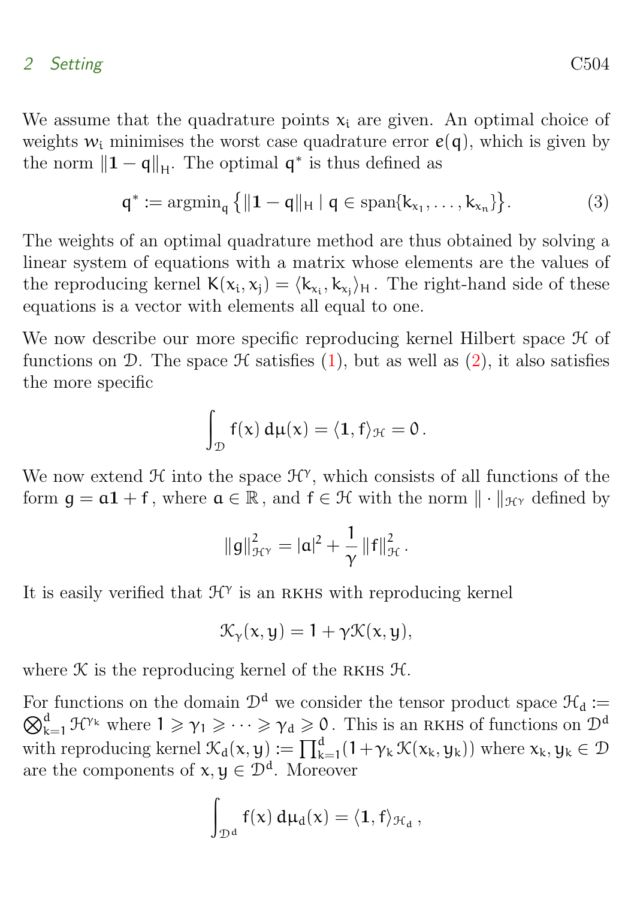We assume that the quadrature points $x_i$ are given. An optimal choice of weights $w_i$ minimises the worst case quadrature error $e(q)$, which is given by the norm $\|\mathbf{1} - q\|_H$. The optimal $q^*$ is thus defined as

$$q^* := \operatorname{argmin}_q \left\{ \|\mathbf{1} - q\|_H \mid q \in \operatorname{span}\{k_{x_1}, \ldots, k_{x_n}\} \right\}. \tag{3}$$

The weights of an optimal quadrature method are thus obtained by solving a linear system of equations with a matrix whose elements are the values of the reproducing kernel $K(x_i, x_j) = \langle k_{x_i}, k_{x_j} \rangle_H$. The right-hand side of these equations is a vector with elements all equal to one.

We now describe our more specific reproducing kernel Hilbert space $\mathcal{H}$ of functions on $\mathcal{D}$. The space $\mathcal{H}$ satisfies (1), but as well as (2), it also satisfies the more specific

$$\int_{\mathcal{D}} f(x)\, d\mu(x) = \langle \mathbf{1}, f \rangle_{\mathcal{H}} = 0\,.$$

We now extend $\mathcal{H}$ into the space $\mathcal{H}^\gamma$, which consists of all functions of the form $g = a\mathbf{1} + f$, where $a \in \mathbb{R}$, and $f \in \mathcal{H}$ with the norm $\|\cdot\|_{\mathcal{H}^\gamma}$ defined by

$$\|g\|_{\mathcal{H}^\gamma}^2 = |a|^2 + \frac{1}{\gamma}\|f\|_{\mathcal{H}}^2\,.$$

It is easily verified that $\mathcal{H}^\gamma$ is an RKHS with reproducing kernel

$$\mathcal{K}_\gamma(x, y) = 1 + \gamma \mathcal{K}(x, y),$$

where $\mathcal{K}$ is the reproducing kernel of the RKHS $\mathcal{H}$.

For functions on the domain $\mathcal{D}^d$ we consider the tensor product space $\mathcal{H}_d := \bigotimes_{k=1}^d \mathcal{H}^{\gamma_k}$ where $1 \geqslant \gamma_1 \geqslant \cdots \geqslant \gamma_d \geqslant 0$. This is an RKHS of functions on $\mathcal{D}^d$ with reproducing kernel $\mathcal{K}_d(x, y) := \prod_{k=1}^d (1 + \gamma_k\, \mathcal{K}(x_k, y_k))$ where $x_k, y_k \in \mathcal{D}$ are the components of $x, y \in \mathcal{D}^d$. Moreover

$$\int_{\mathcal{D}^d} f(x)\, d\mu_d(x) = \langle \mathbf{1}, f \rangle_{\mathcal{H}_d}\,,$$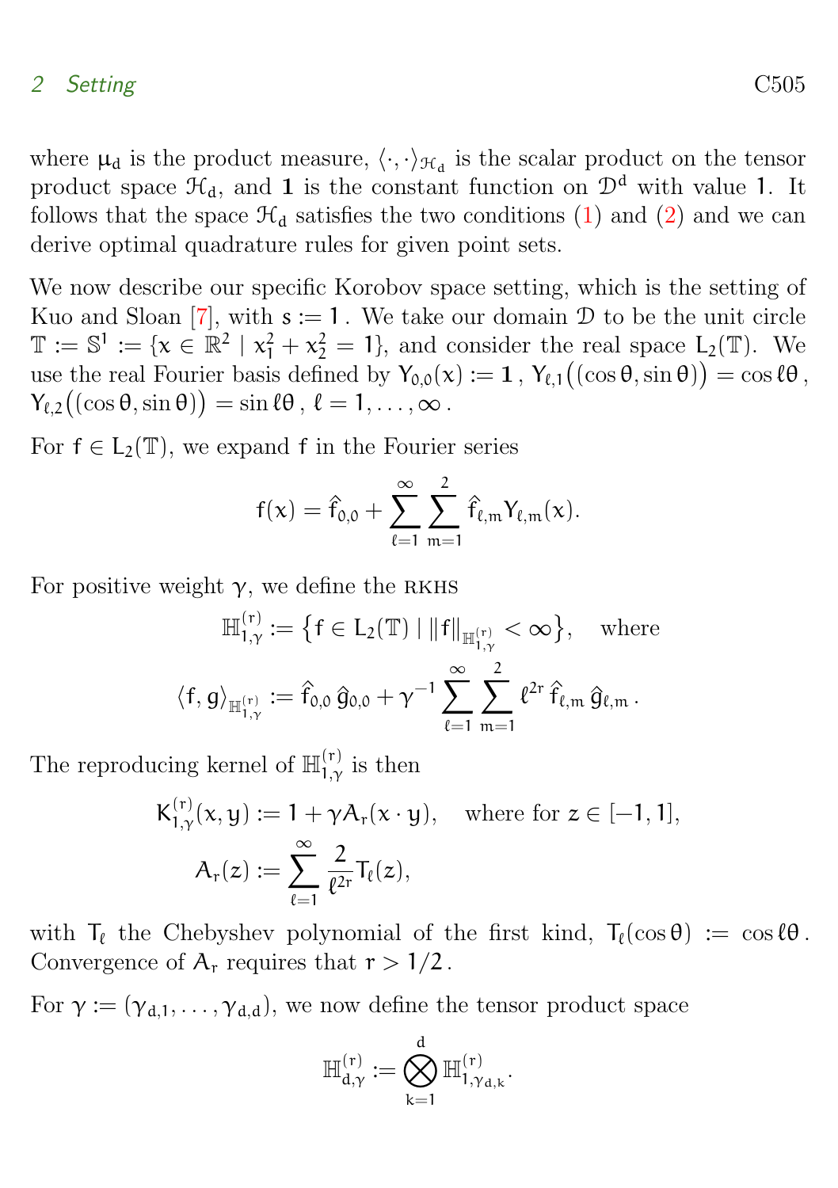where $\mu_d$ is the product measure, $\langle \cdot, \cdot \rangle_{\mathcal{H}_d}$ is the scalar product on the tensor product space $\mathcal{H}_d$, and $\mathbf{1}$ is the constant function on $\mathcal{D}^d$ with value $1$. It follows that the space $\mathcal{H}_d$ satisfies the two conditions (1) and (2) and we can derive optimal quadrature rules for given point sets.

We now describe our specific Korobov space setting, which is the setting of Kuo and Sloan [7], with $s := 1$. We take our domain $\mathcal{D}$ to be the unit circle $\mathbb{T} := \mathbb{S}^1 := \{x \in \mathbb{R}^2 \mid x_1^2 + x_2^2 = 1\}$, and consider the real space $L_2(\mathbb{T})$. We use the real Fourier basis defined by $Y_{0,0}(x) := \mathbf{1}$, $Y_{\ell,1}\big((\cos\theta, \sin\theta)\big) = \cos \ell\theta$, $Y_{\ell,2}\big((\cos\theta, \sin\theta)\big) = \sin \ell\theta$, $\ell = 1, \ldots, \infty$.

For $f \in L_2(\mathbb{T})$, we expand $f$ in the Fourier series

$$f(x) = \widehat{f}_{0,0} + \sum_{\ell=1}^{\infty} \sum_{m=1}^{2} \widehat{f}_{\ell,m} Y_{\ell,m}(x).$$

For positive weight $\gamma$, we define the RKHS

$$\mathbb{H}_{1,\gamma}^{(r)} := \big\{ f \in L_2(\mathbb{T}) \mid \|f\|_{\mathbb{H}_{1,\gamma}^{(r)}} < \infty \big\}, \quad \text{where}$$

$$\langle f, g \rangle_{\mathbb{H}_{1,\gamma}^{(r)}} := \widehat{f}_{0,0}\, \widehat{g}_{0,0} + \gamma^{-1} \sum_{\ell=1}^{\infty} \sum_{m=1}^{2} \ell^{2r}\, \widehat{f}_{\ell,m}\, \widehat{g}_{\ell,m}\,.$$

The reproducing kernel of $\mathbb{H}_{1,\gamma}^{(r)}$ is then

$$K_{1,\gamma}^{(r)}(x, y) := 1 + \gamma A_r(x \cdot y), \quad \text{where for } z \in [-1, 1],$$

$$A_r(z) := \sum_{\ell=1}^{\infty} \frac{2}{\ell^{2r}} T_\ell(z),$$

with $T_\ell$ the Chebyshev polynomial of the first kind, $T_\ell(\cos\theta) := \cos \ell\theta$. Convergence of $A_r$ requires that $r > 1/2$.

For $\gamma := (\gamma_{d,1}, \ldots, \gamma_{d,d})$, we now define the tensor product space

$$\mathbb{H}_{d,\gamma}^{(r)} := \bigotimes_{k=1}^{d} \mathbb{H}_{1,\gamma_{d,k}}^{(r)}.$$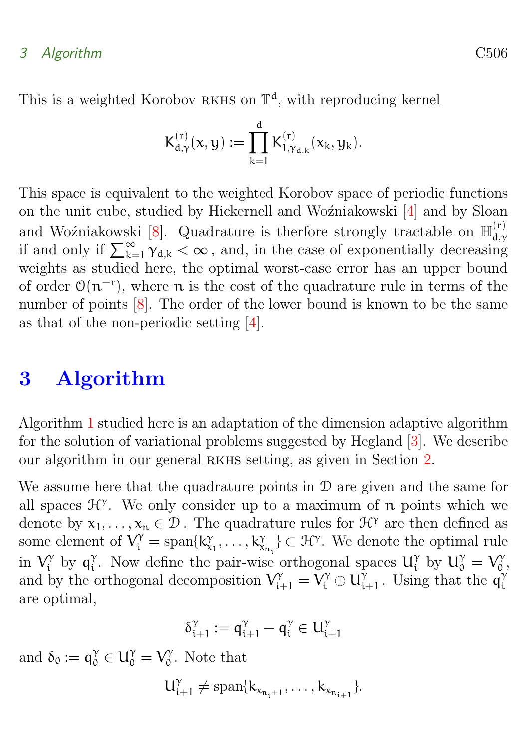This is a weighted Korobov RKHS on $\mathbb{T}^d$, with reproducing kernel

$$K^{(r)}_{d,\gamma}(x,y) := \prod_{k=1}^{d} K^{(r)}_{1,\gamma_{d,k}}(x_k, y_k).$$

This space is equivalent to the weighted Korobov space of periodic functions on the unit cube, studied by Hickernell and Woźniakowski [4] and by Sloan and Woźniakowski [8]. Quadrature is therfore strongly tractable on $\mathbb{H}^{(r)}_{d,\gamma}$ if and only if $\sum_{k=1}^{\infty} \gamma_{d,k} < \infty$, and, in the case of exponentially decreasing weights as studied here, the optimal worst-case error has an upper bound of order $\mathcal{O}(n^{-r})$, where $n$ is the cost of the quadrature rule in terms of the number of points [8]. The order of the lower bound is known to be the same as that of the non-periodic setting [4].

# 3 Algorithm

Algorithm 1 studied here is an adaptation of the dimension adaptive algorithm for the solution of variational problems suggested by Hegland [3]. We describe our algorithm in our general RKHS setting, as given in Section 2.

We assume here that the quadrature points in $\mathcal{D}$ are given and the same for all spaces $\mathcal{H}^\gamma$. We only consider up to a maximum of $n$ points which we denote by $x_1, \ldots, x_n \in \mathcal{D}$. The quadrature rules for $\mathcal{H}^\gamma$ are then defined as some element of $V^\gamma_i = \operatorname{span}\{k^\gamma_{x_1}, \ldots, k^\gamma_{x_{n_i}}\} \subset \mathcal{H}^\gamma$. We denote the optimal rule in $V^\gamma_i$ by $q^\gamma_i$. Now define the pair-wise orthogonal spaces $U^\gamma_i$ by $U^\gamma_0 = V^\gamma_0$, and by the orthogonal decomposition $V^\gamma_{i+1} = V^\gamma_i \oplus U^\gamma_{i+1}$. Using that the $q^\gamma_i$ are optimal,

$$\delta^\gamma_{i+1} := q^\gamma_{i+1} - q^\gamma_i \in U^\gamma_{i+1}$$

and $\delta_0 := q^\gamma_0 \in U^\gamma_0 = V^\gamma_0$. Note that

$$U^\gamma_{i+1} \neq \operatorname{span}\{k_{x_{n_i+1}}, \ldots, k_{x_{n_{i+1}}}\}.$$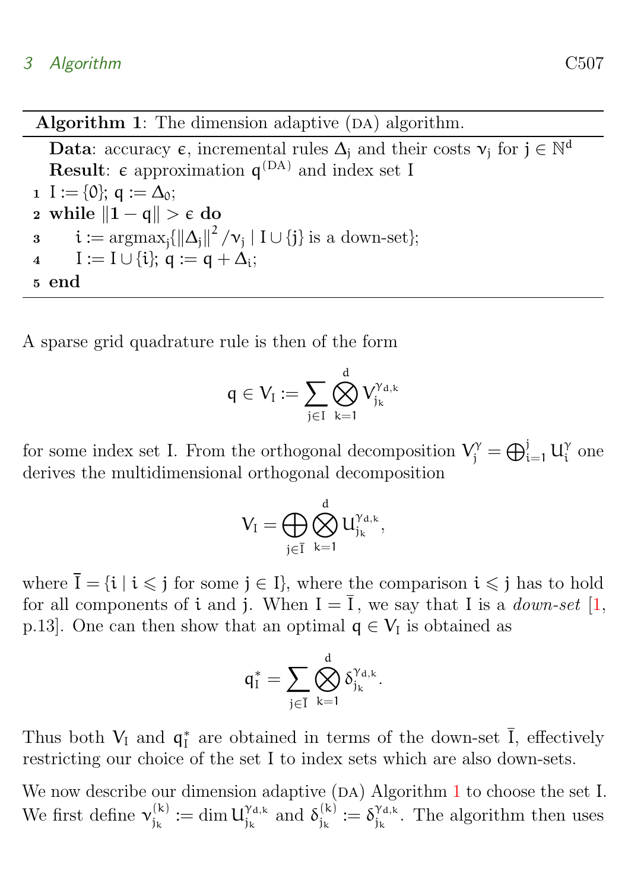**Algorithm 1**: The dimension adaptive (DA) algorithm.

```
Data: accuracy ϵ, incremental rules Δ_j and their costs ν_j for j ∈ ℕ^d
Result: ϵ approximation q^(DA) and index set I
1 I := {0}; q := Δ_0;
2 while ‖1 − q‖ > ϵ do
3     i := argmax_j{‖Δ_j‖^2 / ν_j | I ∪ {j} is a down-set};
4     I := I ∪ {i}; q := q + Δ_i;
5 end
```

A sparse grid quadrature rule is then of the form

$$
q \in V_I := \sum_{j \in I} \bigotimes_{k=1}^{d} V_{j_k}^{\gamma_{d,k}}
$$

for some index set I. From the orthogonal decomposition $V_j^\gamma = \bigoplus_{i=1}^{j} U_i^\gamma$ one derives the multidimensional orthogonal decomposition

$$
V_I = \bigoplus_{j \in \bar{I}} \bigotimes_{k=1}^{d} U_{j_k}^{\gamma_{d,k}},
$$

where $\bar{I} = \{i \mid i \leqslant j \text{ for some } j \in I\}$, where the comparison $i \leqslant j$ has to hold for all components of $i$ and $j$. When $I = \bar{I}$, we say that I is a *down-set* [1, p.13]. One can then show that an optimal $q \in V_I$ is obtained as

$$
q_I^* = \sum_{j \in \bar{I}} \bigotimes_{k=1}^{d} \delta_{j_k}^{\gamma_{d,k}}.
$$

Thus both $V_I$ and $q_I^*$ are obtained in terms of the down-set $\bar{I}$, effectively restricting our choice of the set I to index sets which are also down-sets.

We now describe our dimension adaptive (DA) Algorithm 1 to choose the set I. We first define $\nu_{j_k}^{(k)} := \dim U_{j_k}^{\gamma_{d,k}}$ and $\delta_{j_k}^{(k)} := \delta_{j_k}^{\gamma_{d,k}}$. The algorithm then uses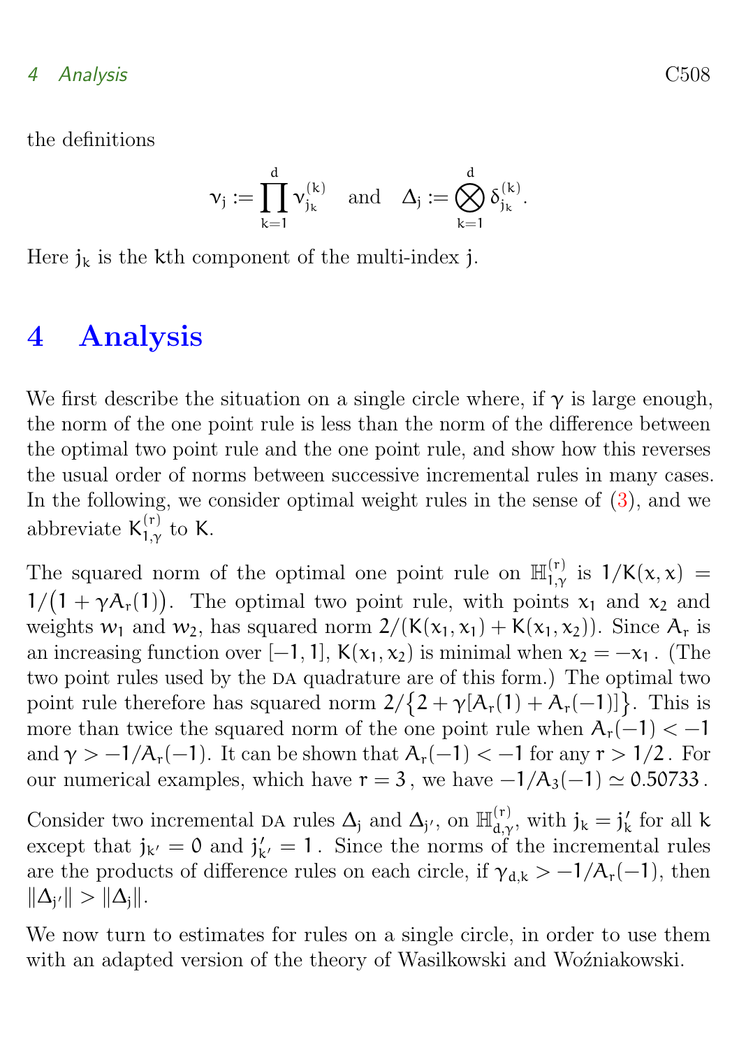the definitions

$$\nu_j := \prod_{k=1}^{d} \nu_{j_k}^{(k)} \quad \text{and} \quad \Delta_j := \bigotimes_{k=1}^{d} \delta_{j_k}^{(k)}.$$

Here $j_k$ is the $k$th component of the multi-index $j$.

# 4 Analysis

We first describe the situation on a single circle where, if $\gamma$ is large enough, the norm of the one point rule is less than the norm of the difference between the optimal two point rule and the one point rule, and show how this reverses the usual order of norms between successive incremental rules in many cases. In the following, we consider optimal weight rules in the sense of (3), and we abbreviate $K_{1,\gamma}^{(r)}$ to $K$.

The squared norm of the optimal one point rule on $\mathbb{H}_{1,\gamma}^{(r)}$ is $1/K(x,x) = 1/\big(1+\gamma A_r(1)\big)$. The optimal two point rule, with points $x_1$ and $x_2$ and weights $w_1$ and $w_2$, has squared norm $2/(K(x_1,x_1)+K(x_1,x_2))$. Since $A_r$ is an increasing function over $[-1,1]$, $K(x_1,x_2)$ is minimal when $x_2 = -x_1$. (The two point rules used by the DA quadrature are of this form.) The optimal two point rule therefore has squared norm $2/\big\{2+\gamma[A_r(1)+A_r(-1)]\big\}$. This is more than twice the squared norm of the one point rule when $A_r(-1) < -1$ and $\gamma > -1/A_r(-1)$. It can be shown that $A_r(-1) < -1$ for any $r > 1/2$. For our numerical examples, which have $r = 3$, we have $-1/A_3(-1) \simeq 0.50733$.

Consider two incremental DA rules $\Delta_j$ and $\Delta_{j'}$, on $\mathbb{H}_{d,\gamma}^{(r)}$, with $j_k = j'_k$ for all $k$ except that $j_{k'} = 0$ and $j'_{k'} = 1$. Since the norms of the incremental rules are the products of difference rules on each circle, if $\gamma_{d,k} > -1/A_r(-1)$, then $\|\Delta_{j'}\| > \|\Delta_j\|$.

We now turn to estimates for rules on a single circle, in order to use them with an adapted version of the theory of Wasilkowski and Woźniakowski.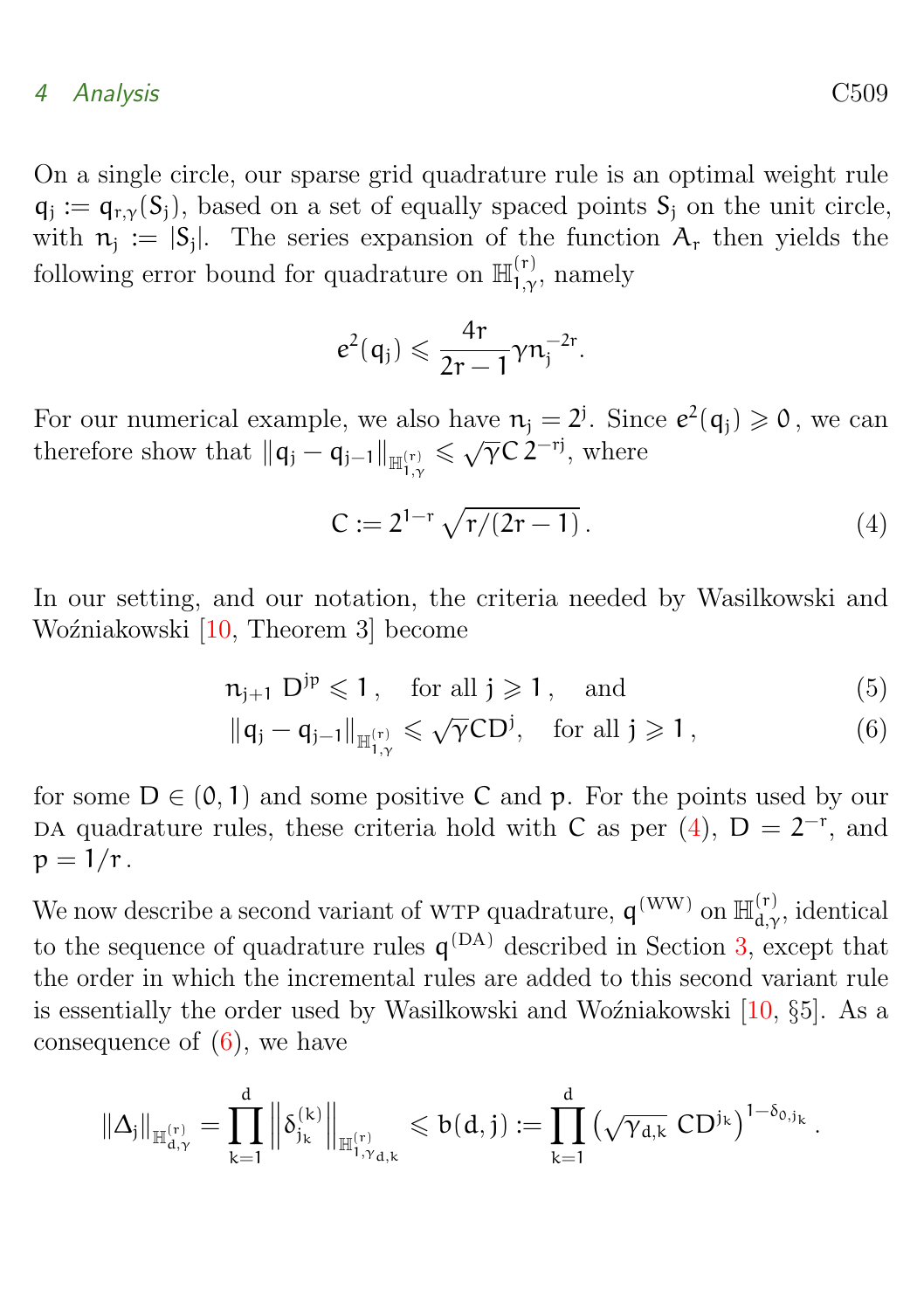On a single circle, our sparse grid quadrature rule is an optimal weight rule $q_j := q_{r,\gamma}(S_j)$, based on a set of equally spaced points $S_j$ on the unit circle, with $n_j := |S_j|$. The series expansion of the function $A_r$ then yields the following error bound for quadrature on $\mathbb{H}^{(r)}_{1,\gamma}$, namely

$$e^2(q_j) \leqslant \frac{4r}{2r-1}\gamma n_j^{-2r}.$$

For our numerical example, we also have $n_j = 2^j$. Since $e^2(q_j) \geqslant 0$, we can therefore show that $\|q_j - q_{j-1}\|_{\mathbb{H}^{(r)}_{1,\gamma}} \leqslant \sqrt{\gamma} C\, 2^{-rj}$, where

$$C := 2^{1-r}\sqrt{r/(2r-1)}\,. \tag{4}$$

In our setting, and our notation, the criteria needed by Wasilkowski and Woźniakowski [10, Theorem 3] become

$$n_{j+1}\, D^{jp} \leqslant 1\,, \quad \text{for all } j \geqslant 1\,, \quad \text{and} \tag{5}$$

$$\|q_j - q_{j-1}\|_{\mathbb{H}^{(r)}_{1,\gamma}} \leqslant \sqrt{\gamma} C D^j, \quad \text{for all } j \geqslant 1\,, \tag{6}$$

for some $D \in (0,1)$ and some positive $C$ and $p$. For the points used by our DA quadrature rules, these criteria hold with $C$ as per (4), $D = 2^{-r}$, and $p = 1/r$.

We now describe a second variant of WTP quadrature, $q^{(\mathrm{WW})}$ on $\mathbb{H}^{(r)}_{d,\gamma}$, identical to the sequence of quadrature rules $q^{(\mathrm{DA})}$ described in Section 3, except that the order in which the incremental rules are added to this second variant rule is essentially the order used by Wasilkowski and Woźniakowski [10, §5]. As a consequence of (6), we have

$$\|\Delta_j\|_{\mathbb{H}^{(r)}_{d,\gamma}} = \prod_{k=1}^{d} \left\|\delta^{(k)}_{j_k}\right\|_{\mathbb{H}^{(r)}_{1,\gamma_{d,k}}} \leqslant b(d,j) := \prod_{k=1}^{d} \left(\sqrt{\gamma_{d,k}}\; C D^{j_k}\right)^{1-\delta_{0,j_k}}.$$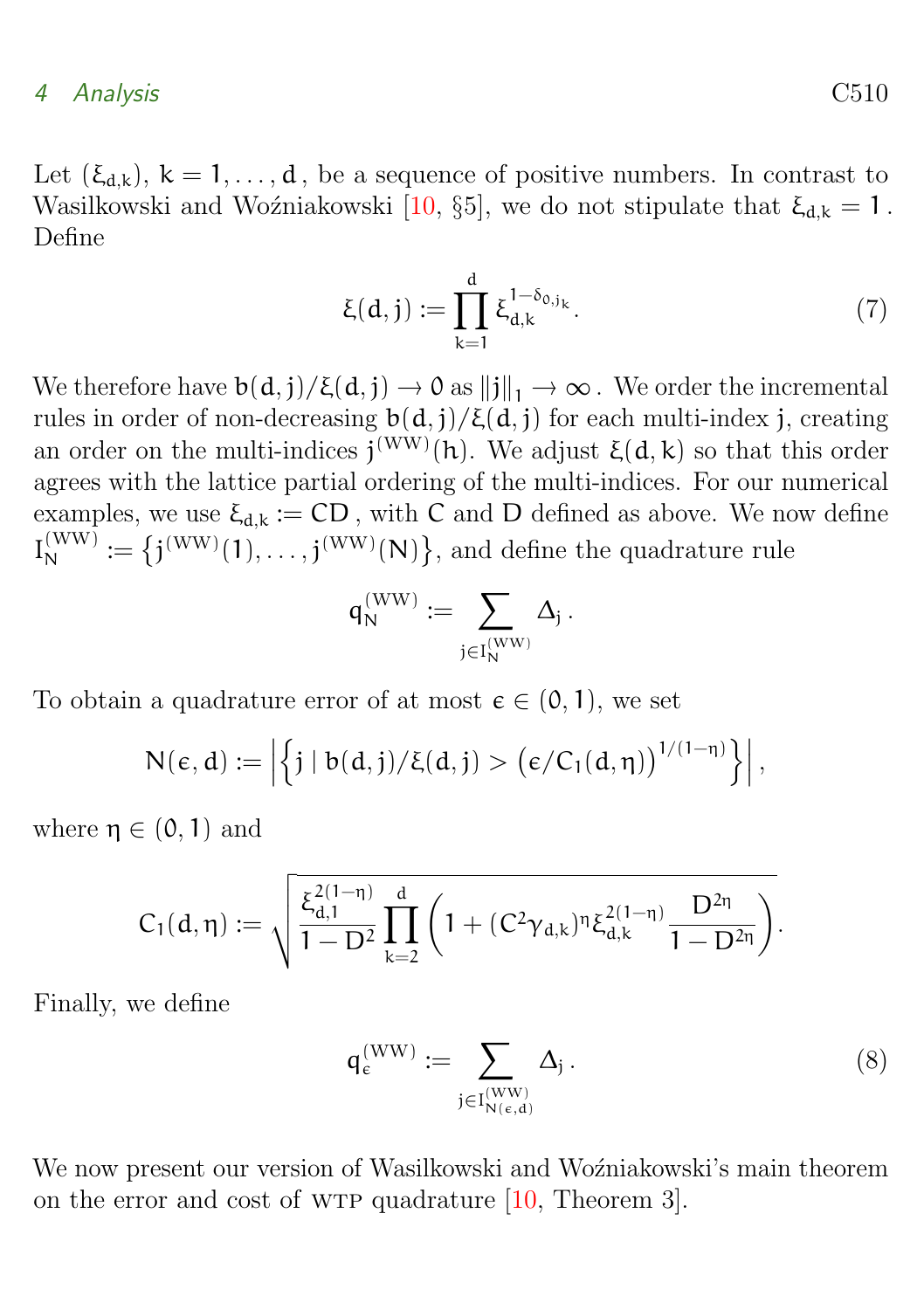Let $(\xi_{d,k})$, $k = 1, \ldots, d$, be a sequence of positive numbers. In contrast to Wasilkowski and Woźniakowski [10, §5], we do not stipulate that $\xi_{d,k} = 1$. Define

$$\xi(d, j) := \prod_{k=1}^{d} \xi_{d,k}^{1-\delta_{0,j_k}}. \tag{7}$$

We therefore have $b(d, j)/\xi(d, j) \to 0$ as $\|j\|_1 \to \infty$. We order the incremental rules in order of non-decreasing $b(d, j)/\xi(d, j)$ for each multi-index $j$, creating an order on the multi-indices $j^{(\mathrm{WW})}(h)$. We adjust $\xi(d, k)$ so that this order agrees with the lattice partial ordering of the multi-indices. For our numerical examples, we use $\xi_{d,k} := CD$, with $C$ and $D$ defined as above. We now define $I_N^{(\mathrm{WW})} := \left\{ j^{(\mathrm{WW})}(1), \ldots, j^{(\mathrm{WW})}(N) \right\}$, and define the quadrature rule

$$q_N^{(\mathrm{WW})} := \sum_{j \in I_N^{(\mathrm{WW})}} \Delta_j .$$

To obtain a quadrature error of at most $\epsilon \in (0, 1)$, we set

$$N(\epsilon, d) := \left| \left\{ j \mid b(d, j)/\xi(d, j) > \left(\epsilon/C_1(d, \eta)\right)^{1/(1-\eta)} \right\} \right|,$$

where $\eta \in (0, 1)$ and

$$C_1(d, \eta) := \sqrt{\frac{\xi_{d,1}^{2(1-\eta)}}{1 - D^2} \prod_{k=2}^{d} \left( 1 + (C^2 \gamma_{d,k})^{\eta} \xi_{d,k}^{2(1-\eta)} \frac{D^{2\eta}}{1 - D^{2\eta}} \right)}.$$

Finally, we define

$$q_\epsilon^{(\mathrm{WW})} := \sum_{j \in I_{N(\epsilon,d)}^{(\mathrm{WW})}} \Delta_j . \tag{8}$$

We now present our version of Wasilkowski and Woźniakowski's main theorem on the error and cost of WTP quadrature [10, Theorem 3].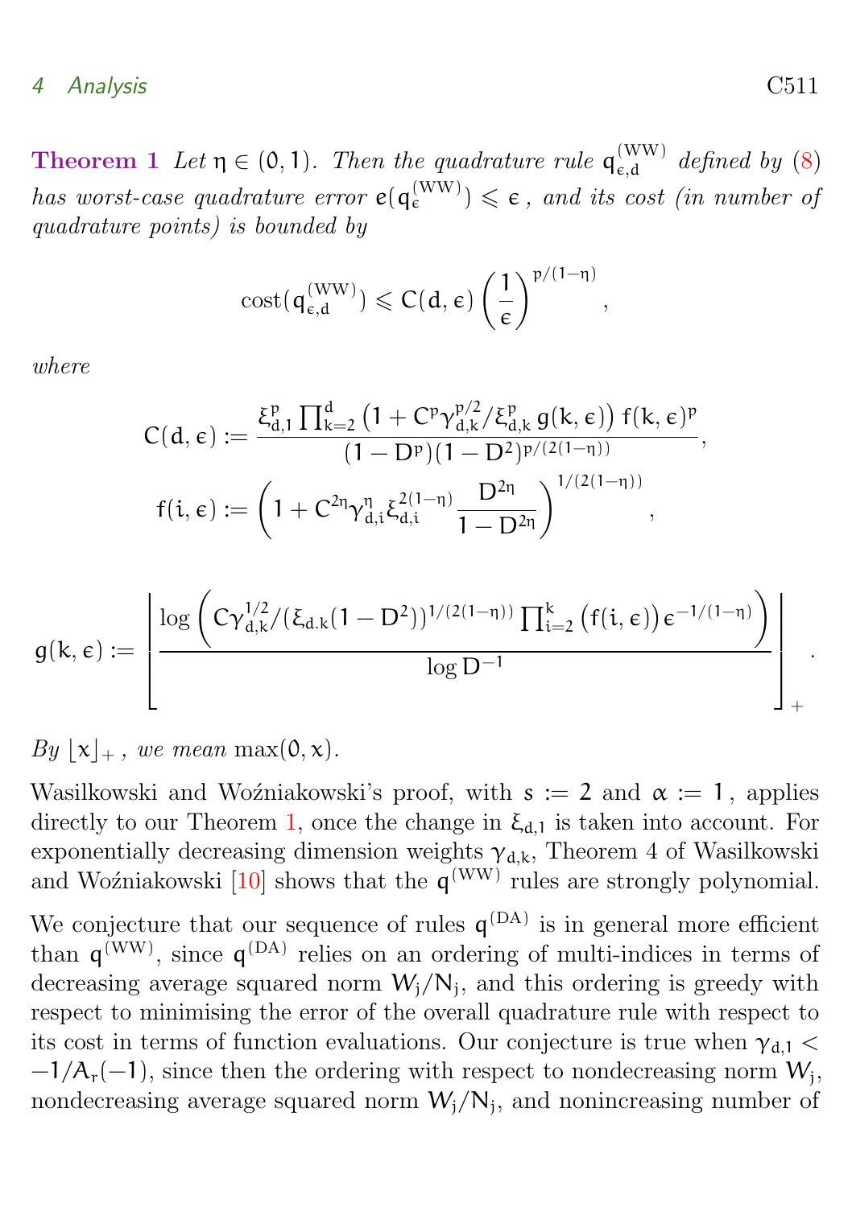**Theorem 1** *Let $\eta \in (0,1)$. Then the quadrature rule $q^{(\mathrm{WW})}_{\epsilon,d}$ defined by (8) has worst-case quadrature error $e(q^{(\mathrm{WW})}_{\epsilon}) \leqslant \epsilon$, and its cost (in number of quadrature points) is bounded by*

$$\mathrm{cost}(q^{(\mathrm{WW})}_{\epsilon,d}) \leqslant C(d,\epsilon)\left(\frac{1}{\epsilon}\right)^{p/(1-\eta)},$$

*where*

$$C(d,\epsilon) := \frac{\xi_{d,1}^{p}\prod_{k=2}^{d}\left(1 + C^{p}\gamma_{d,k}^{p/2}/\xi_{d,k}^{p}\,g(k,\epsilon)\right)f(k,\epsilon)^{p}}{(1-D^{p})(1-D^{2})^{p/(2(1-\eta))}},$$

$$f(i,\epsilon) := \left(1 + C^{2\eta}\gamma_{d,i}^{\eta}\xi_{d,i}^{2(1-\eta)}\frac{D^{2\eta}}{1-D^{2\eta}}\right)^{1/(2(1-\eta))},$$

$$g(k,\epsilon) := \left\lfloor \frac{\log\left(C\gamma_{d,k}^{1/2}/(\xi_{d.k}(1-D^{2}))^{1/(2(1-\eta))}\prod_{i=2}^{k}\left(f(i,\epsilon)\right)\epsilon^{-1/(1-\eta)}\right)}{\log D^{-1}}\right\rfloor_{+}.$$

*By $\lfloor x \rfloor_{+}$, we mean* $\max(0,x)$.

Wasilkowski and Woźniakowski's proof, with $s := 2$ and $\alpha := 1$, applies directly to our Theorem 1, once the change in $\xi_{d,1}$ is taken into account. For exponentially decreasing dimension weights $\gamma_{d,k}$, Theorem 4 of Wasilkowski and Woźniakowski [10] shows that the $q^{(\mathrm{WW})}$ rules are strongly polynomial.

We conjecture that our sequence of rules $q^{(\mathrm{DA})}$ is in general more efficient than $q^{(\mathrm{WW})}$, since $q^{(\mathrm{DA})}$ relies on an ordering of multi-indices in terms of decreasing average squared norm $W_j/N_j$, and this ordering is greedy with respect to minimising the error of the overall quadrature rule with respect to its cost in terms of function evaluations. Our conjecture is true when $\gamma_{d,1} < -1/A_r(-1)$, since then the ordering with respect to nondecreasing norm $W_j$, nondecreasing average squared norm $W_j/N_j$, and nonincreasing number of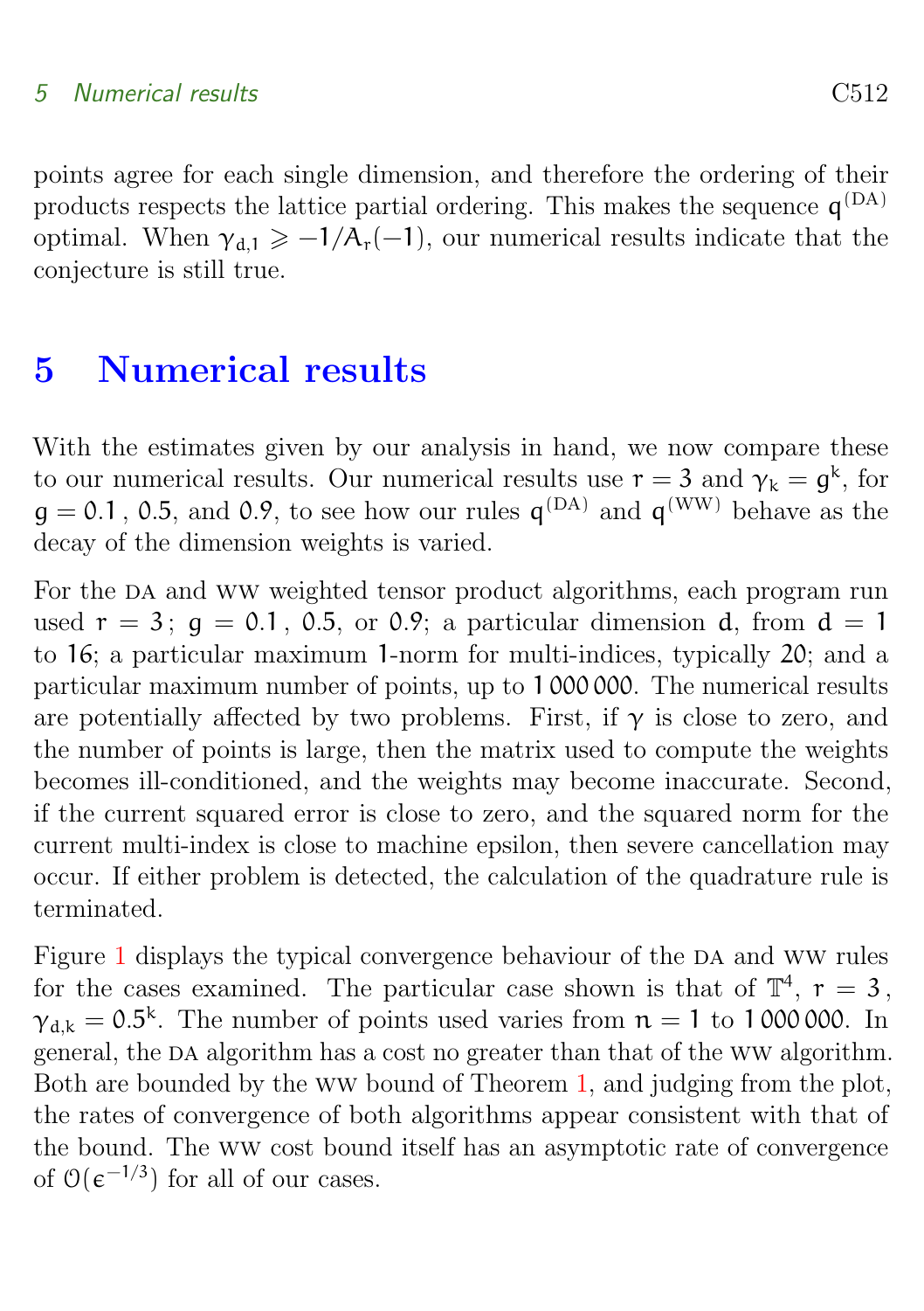points agree for each single dimension, and therefore the ordering of their products respects the lattice partial ordering. This makes the sequence $q^{(\mathrm{DA})}$ optimal. When $\gamma_{d,1} \geqslant -1/A_r(-1)$, our numerical results indicate that the conjecture is still true.

# 5 Numerical results

With the estimates given by our analysis in hand, we now compare these to our numerical results. Our numerical results use $r = 3$ and $\gamma_k = g^k$, for $g = 0.1$ , $0.5$, and $0.9$, to see how our rules $q^{(\mathrm{DA})}$ and $q^{(\mathrm{WW})}$ behave as the decay of the dimension weights is varied.

For the DA and WW weighted tensor product algorithms, each program run used $r = 3$; $g = 0.1$ , $0.5$, or $0.9$; a particular dimension $d$, from $d = 1$ to $16$; a particular maximum 1-norm for multi-indices, typically 20; and a particular maximum number of points, up to 1 000 000. The numerical results are potentially affected by two problems. First, if $\gamma$ is close to zero, and the number of points is large, then the matrix used to compute the weights becomes ill-conditioned, and the weights may become inaccurate. Second, if the current squared error is close to zero, and the squared norm for the current multi-index is close to machine epsilon, then severe cancellation may occur. If either problem is detected, the calculation of the quadrature rule is terminated.

Figure 1 displays the typical convergence behaviour of the DA and WW rules for the cases examined. The particular case shown is that of $\mathbb{T}^4$, $r = 3$ , $\gamma_{d,k} = 0.5^k$. The number of points used varies from $n = 1$ to 1 000 000. In general, the DA algorithm has a cost no greater than that of the WW algorithm. Both are bounded by the WW bound of Theorem 1, and judging from the plot, the rates of convergence of both algorithms appear consistent with that of the bound. The WW cost bound itself has an asymptotic rate of convergence of $\mathcal{O}(\epsilon^{-1/3})$ for all of our cases.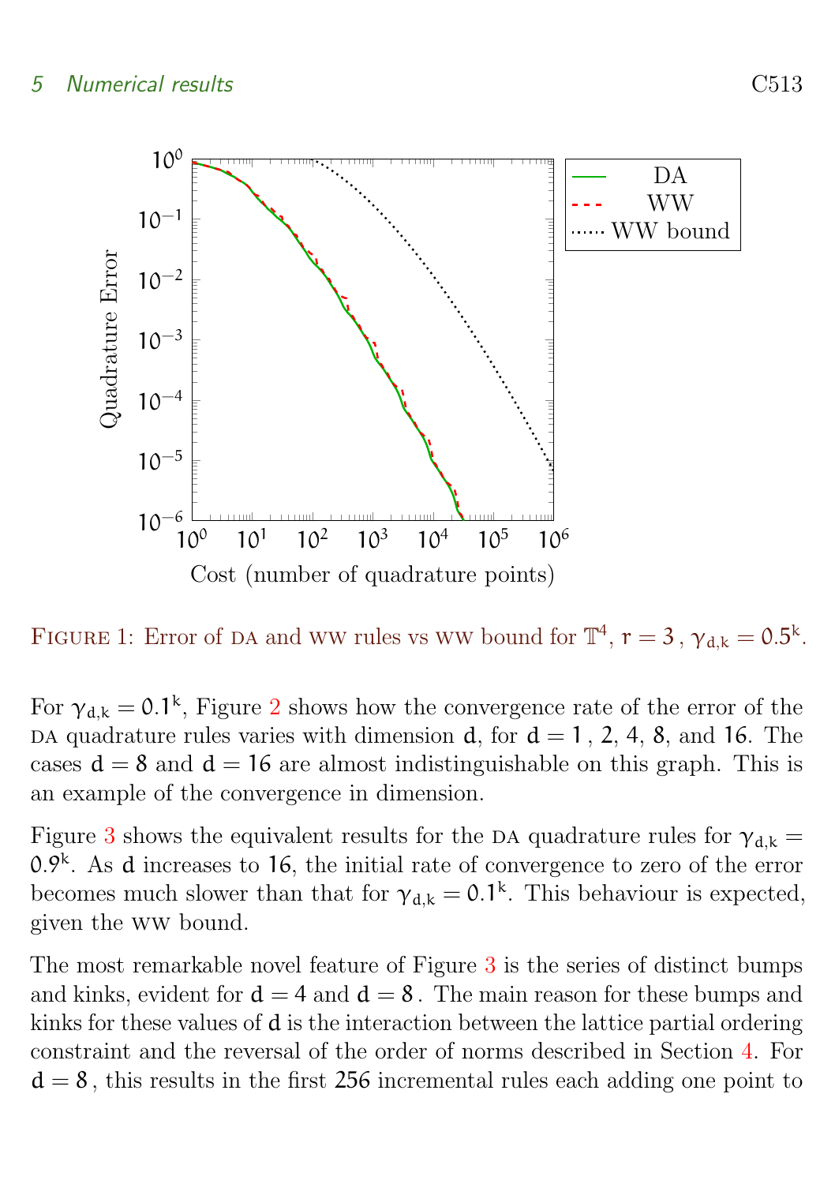FIGURE 1: Error of DA and WW rules vs WW bound for $\mathbb{T}^4$, $r = 3$, $\gamma_{d,k} = 0.5^k$.

For $\gamma_{d,k} = 0.1^k$, Figure 2 shows how the convergence rate of the error of the DA quadrature rules varies with dimension $d$, for $d = 1$, $2$, $4$, $8$, and $16$. The cases $d = 8$ and $d = 16$ are almost indistinguishable on this graph. This is an example of the convergence in dimension.

Figure 3 shows the equivalent results for the DA quadrature rules for $\gamma_{d,k} = 0.9^k$. As $d$ increases to $16$, the initial rate of convergence to zero of the error becomes much slower than that for $\gamma_{d,k} = 0.1^k$. This behaviour is expected, given the WW bound.

The most remarkable novel feature of Figure 3 is the series of distinct bumps and kinks, evident for $d = 4$ and $d = 8$. The main reason for these bumps and kinks for these values of $d$ is the interaction between the lattice partial ordering constraint and the reversal of the order of norms described in Section 4. For $d = 8$, this results in the first $256$ incremental rules each adding one point to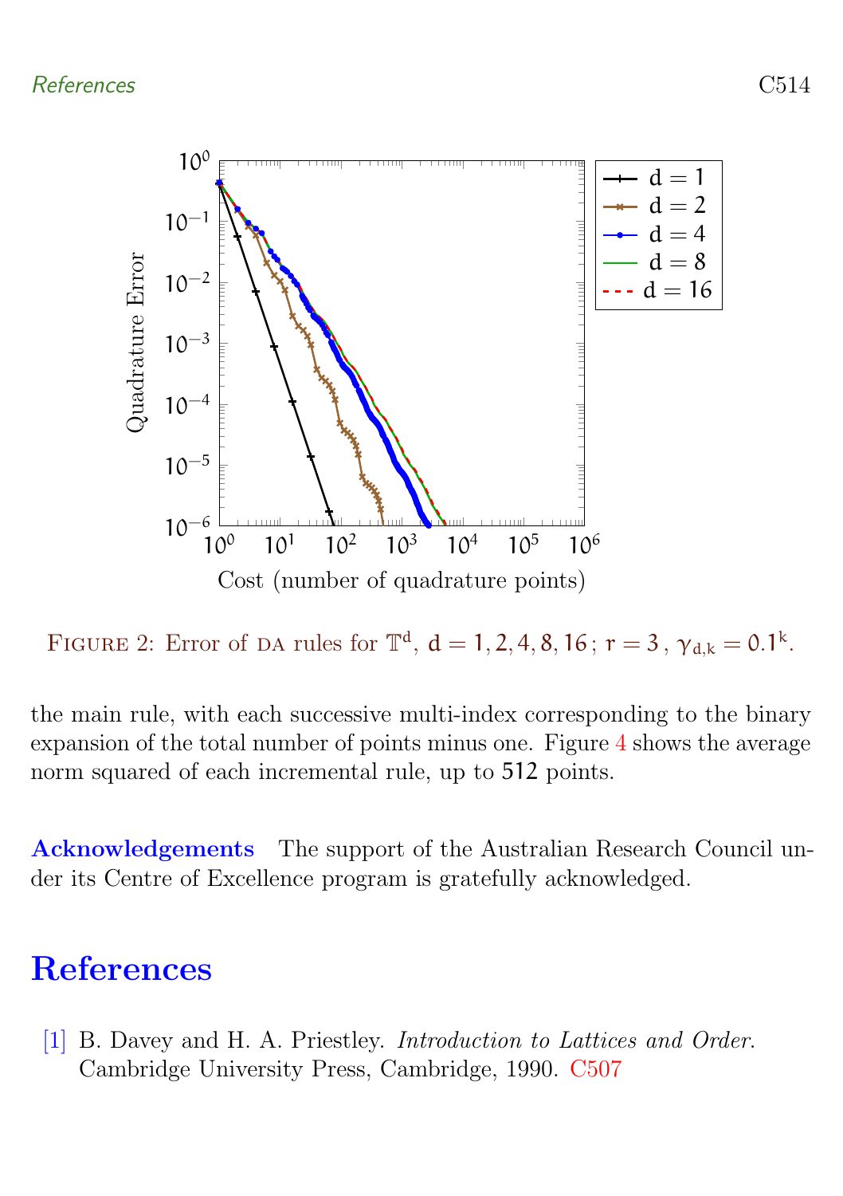FIGURE 2: Error of DA rules for $\mathbb{T}^d$, $d = 1, 2, 4, 8, 16$ ; $r = 3$ , $\gamma_{d,k} = 0.1^k$.

the main rule, with each successive multi-index corresponding to the binary expansion of the total number of points minus one. Figure 4 shows the average norm squared of each incremental rule, up to 512 points.

**Acknowledgements** The support of the Australian Research Council under its Centre of Excellence program is gratefully acknowledged.

# References

[1] B. Davey and H. A. Priestley. *Introduction to Lattices and Order*. Cambridge University Press, Cambridge, 1990. C507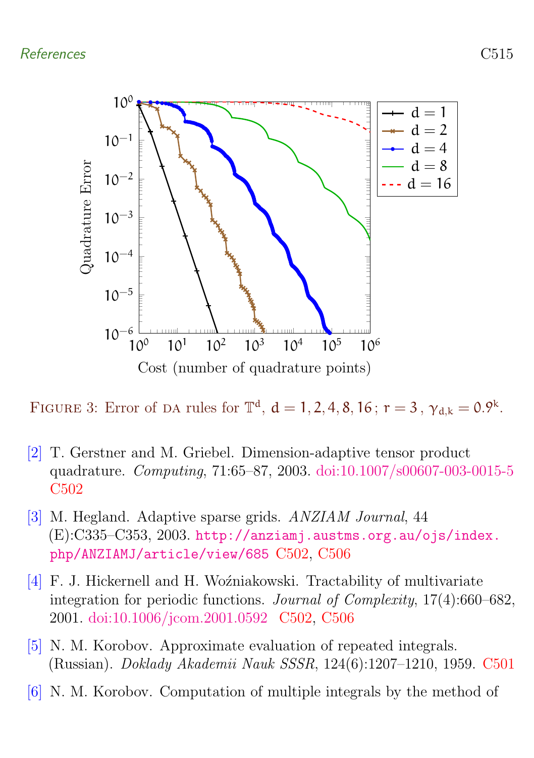FIGURE 3: Error of DA rules for $\mathbb{T}^d$, $d = 1, 2, 4, 8, 16$; $r = 3$, $\gamma_{d,k} = 0.9^k$.

[2] T. Gerstner and M. Griebel. Dimension-adaptive tensor product quadrature. *Computing*, 71:65–87, 2003. doi:10.1007/s00607-003-0015-5 C502

[3] M. Hegland. Adaptive sparse grids. *ANZIAM Journal*, 44 (E):C335–C353, 2003. http://anziamj.austms.org.au/ojs/index.php/ANZIAMJ/article/view/685 C502, C506

[4] F. J. Hickernell and H. Woźniakowski. Tractability of multivariate integration for periodic functions. *Journal of Complexity*, 17(4):660–682, 2001. doi:10.1006/jcom.2001.0592 C502, C506

[5] N. M. Korobov. Approximate evaluation of repeated integrals. (Russian). *Doklady Akademii Nauk SSSR*, 124(6):1207–1210, 1959. C501

[6] N. M. Korobov. Computation of multiple integrals by the method of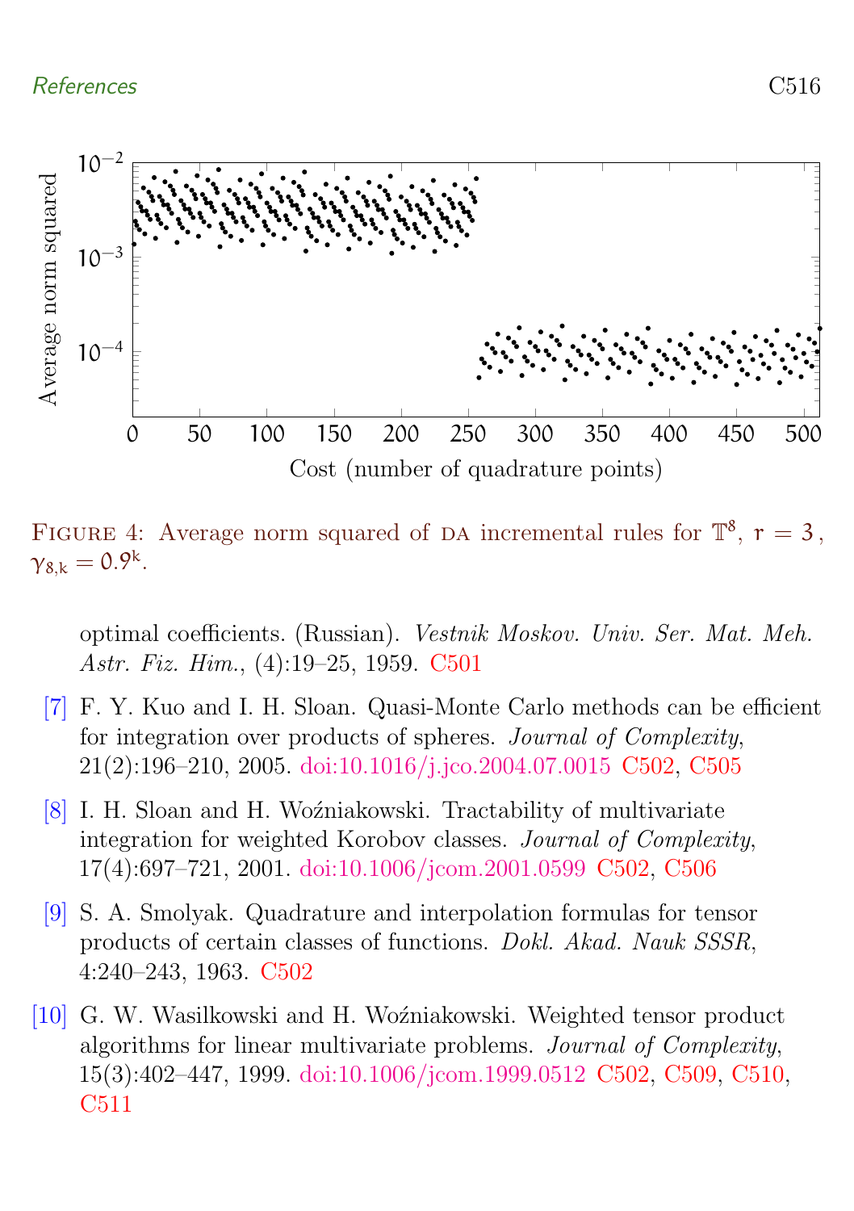FIGURE 4: Average norm squared of DA incremental rules for $\mathbb{T}^8$, $r = 3$, $\gamma_{8,k} = 0.9^k$.

optimal coefficients. (Russian). *Vestnik Moskov. Univ. Ser. Mat. Meh. Astr. Fiz. Him.*, (4):19–25, 1959. C501

[7] F. Y. Kuo and I. H. Sloan. Quasi-Monte Carlo methods can be efficient for integration over products of spheres. *Journal of Complexity*, 21(2):196–210, 2005. doi:10.1016/j.jco.2004.07.0015 C502, C505

[8] I. H. Sloan and H. Woźniakowski. Tractability of multivariate integration for weighted Korobov classes. *Journal of Complexity*, 17(4):697–721, 2001. doi:10.1006/jcom.2001.0599 C502, C506

[9] S. A. Smolyak. Quadrature and interpolation formulas for tensor products of certain classes of functions. *Dokl. Akad. Nauk SSSR*, 4:240–243, 1963. C502

[10] G. W. Wasilkowski and H. Woźniakowski. Weighted tensor product algorithms for linear multivariate problems. *Journal of Complexity*, 15(3):402–447, 1999. doi:10.1006/jcom.1999.0512 C502, C509, C510, C511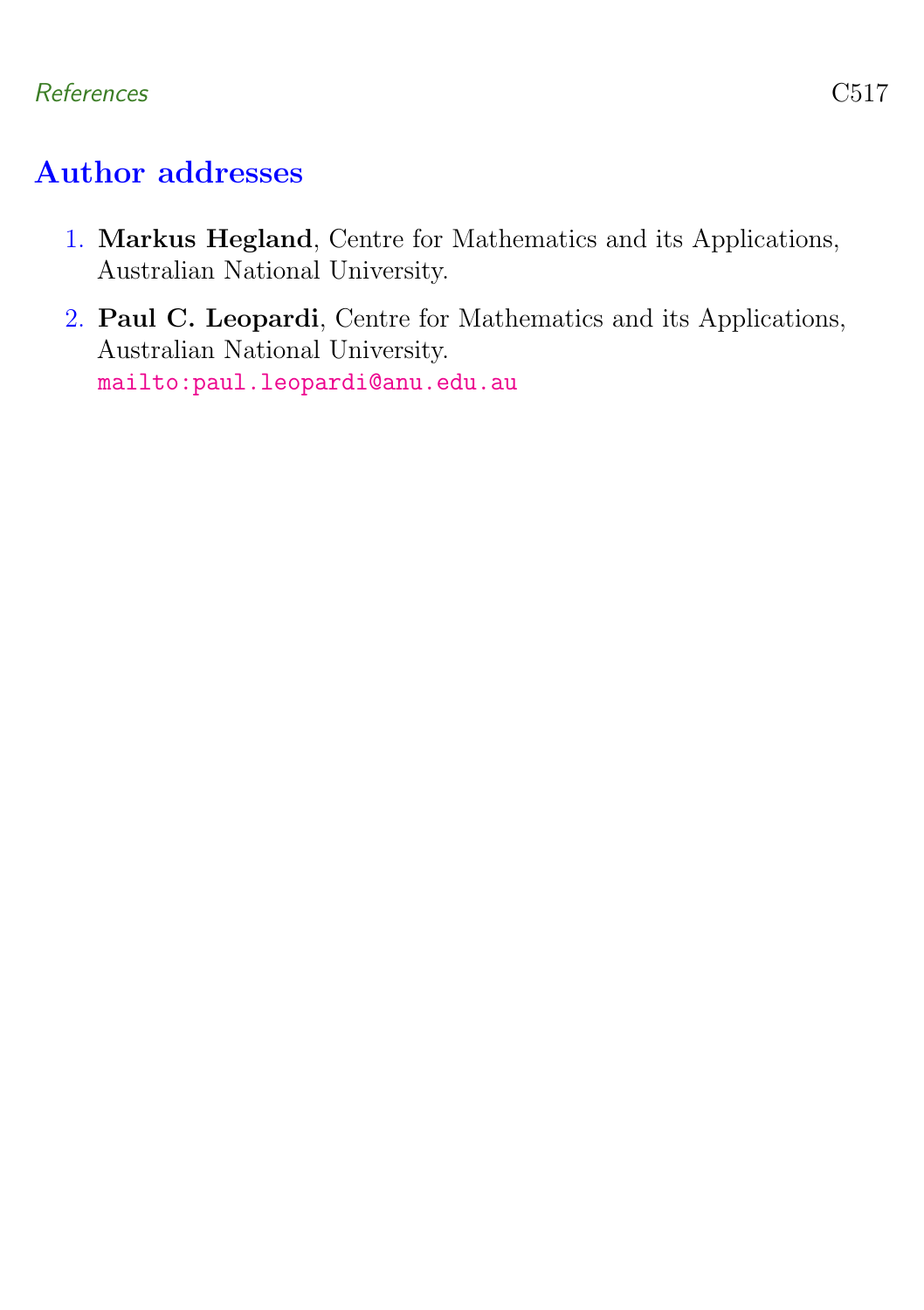## Author addresses

1. **Markus Hegland**, Centre for Mathematics and its Applications, Australian National University.
2. **Paul C. Leopardi**, Centre for Mathematics and its Applications, Australian National University.
   mailto:paul.leopardi@anu.edu.au